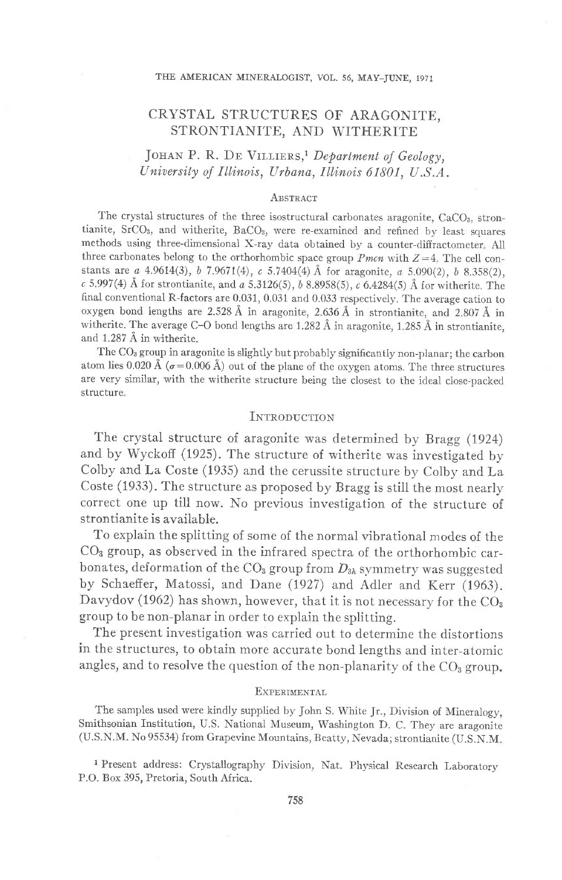# CRYSTAL STRUCTURES OF ARAGONITE, STRONTIANITE, AND WITHERITE

JOHAN P. R. DE VILLIERS,[1] *Department of Geology, University of Illinois, Urbana, Illinois 61801, U.S.A.*

## ABSTRACT

The crystal structures of the three isostructural carbonates aragonite, $CaCO_3$, strontianite, $SrCO_3$, and witherite, $BaCO_3$, were re-examined and refined by least squares methods using three-dimensional X-ray data obtained by a counter-diffractometer. All three carbonates belong to the orthorhombic space group *Pmcn* with $Z=4$. The cell constants are *a* 4.9614(3), *b* 7.9671(4), *c* 5.7404(4) Å for aragonite, *a* 5.090(2), *b* 8.358(2), *c* 5.997(4) Å for strontianite, and *a* 5.3126(5), *b* 8.8958(5), *c* 6.4284(5) Å for witherite. The final conventional R-factors are 0.031, 0.031 and 0.033 respectively. The average cation to oxygen bond lengths are 2.528 Å in aragonite, 2.636 Å in strontianite, and 2.807 Å in witherite. The average C–O bond lengths are 1.282 Å in aragonite, 1.285 Å in strontianite, and 1.287 Å in witherite.

The $CO_3$ group in aragonite is slightly but probably significantly non-planar; the carbon atom lies 0.020 Å ($\sigma=0.006$ Å) out of the plane of the oxygen atoms. The three structures are very similar, with the witherite structure being the closest to the ideal close-packed structure.

## INTRODUCTION

The crystal structure of aragonite was determined by Bragg (1924) and by Wyckoff (1925). The structure of witherite was investigated by Colby and La Coste (1935) and the cerussite structure by Colby and La Coste (1933). The structure as proposed by Bragg is still the most nearly correct one up till now. No previous investigation of the structure of strontianite is available.

To explain the splitting of some of the normal vibrational modes of the $CO_3$ group, as observed in the infrared spectra of the orthorhombic carbonates, deformation of the $CO_3$ group from $D_{3h}$ symmetry was suggested by Schaeffer, Matossi, and Dane (1927) and Adler and Kerr (1963). Davydov (1962) has shown, however, that it is not necessary for the $CO_3$ group to be non-planar in order to explain the splitting.

The present investigation was carried out to determine the distortions in the structures, to obtain more accurate bond lengths and inter-atomic angles, and to resolve the question of the non-planarity of the $CO_3$ group.

## EXPERIMENTAL

The samples used were kindly supplied by John S. White Jr., Division of Mineralogy, Smithsonian Institution, U.S. National Museum, Washington D. C. They are aragonite (U.S.N.M. No 95534) from Grapevine Mountains, Beatty, Nevada; strontianite (U.S.N.M.

[1] Present address: Crystallography Division, Nat. Physical Research Laboratory P.O. Box 395, Pretoria, South Africa.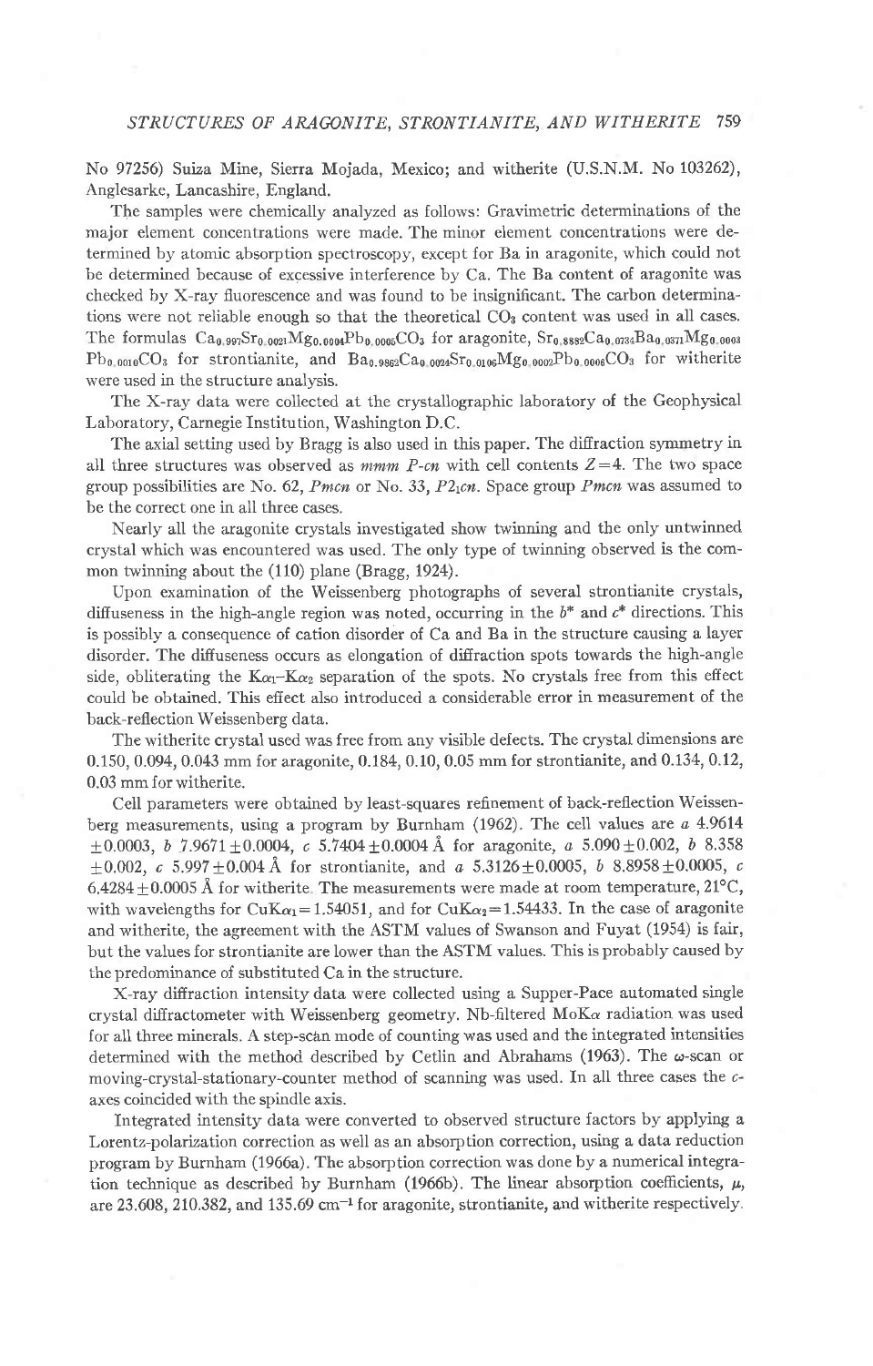No 97256) Suiza Mine, Sierra Mojada, Mexico; and witherite (U.S.N.M. No 103262), Anglesarke, Lancashire, England.

The samples were chemically analyzed as follows: Gravimetric determinations of the major element concentrations were made. The minor element concentrations were determined by atomic absorption spectroscopy, except for Ba in aragonite, which could not be determined because of excessive interference by Ca. The Ba content of aragonite was checked by X-ray fluorescence and was found to be insignificant. The carbon determinations were not reliable enough so that the theoretical $CO_3$ content was used in all cases. The formulas $Ca_{0.997}Sr_{0.0021}Mg_{0.0004}Pb_{0.0005}CO_3$ for aragonite, $Sr_{0.8882}Ca_{0.0734}Ba_{0.0371}Mg_{0.0003}Pb_{0.0010}CO_3$ for strontianite, and $Ba_{0.9862}Ca_{0.0024}Sr_{0.0106}Mg_{0.0002}Pb_{0.0006}CO_3$ for witherite were used in the structure analysis.

The X-ray data were collected at the crystallographic laboratory of the Geophysical Laboratory, Carnegie Institution, Washington D.C.

The axial setting used by Bragg is also used in this paper. The diffraction symmetry in all three structures was observed as *mmm P-cn* with cell contents $Z=4$. The two space group possibilities are No. 62, *Pmcn* or No. 33, $P2_1cn$. Space group *Pmcn* was assumed to be the correct one in all three cases.

Nearly all the aragonite crystals investigated show twinning and the only untwinned crystal which was encountered was used. The only type of twinning observed is the common twinning about the (110) plane (Bragg, 1924).

Upon examination of the Weissenberg photographs of several strontianite crystals, diffuseness in the high-angle region was noted, occurring in the $b^*$ and $c^*$ directions. This is possibly a consequence of cation disorder of Ca and Ba in the structure causing a layer disorder. The diffuseness occurs as elongation of diffraction spots towards the high-angle side, obliterating the $K\alpha_1$–$K\alpha_2$ separation of the spots. No crystals free from this effect could be obtained. This effect also introduced a considerable error in measurement of the back-reflection Weissenberg data.

The witherite crystal used was free from any visible defects. The crystal dimensions are 0.150, 0.094, 0.043 mm for aragonite, 0.184, 0.10, 0.05 mm for strontianite, and 0.134, 0.12, 0.03 mm for witherite.

Cell parameters were obtained by least-squares refinement of back-reflection Weissenberg measurements, using a program by Burnham (1962). The cell values are *a* $4.9614 \pm 0.0003$, *b* $7.9671 \pm 0.0004$, *c* $5.7404 \pm 0.0004$ Å for aragonite, *a* $5.090 \pm 0.002$, *b* $8.358 \pm 0.002$, *c* $5.997 \pm 0.004$ Å for strontianite, and *a* $5.3126 \pm 0.0005$, *b* $8.8958 \pm 0.0005$, *c* $6.4284 \pm 0.0005$ Å for witherite. The measurements were made at room temperature, 21°C, with wavelengths for $CuK\alpha_1 = 1.54051$, and for $CuK\alpha_2 = 1.54433$. In the case of aragonite and witherite, the agreement with the ASTM values of Swanson and Fuyat (1954) is fair, but the values for strontianite are lower than the ASTM values. This is probably caused by the predominance of substituted Ca in the structure.

X-ray diffraction intensity data were collected using a Supper-Pace automated single crystal diffractometer with Weissenberg geometry. Nb-filtered $MoK\alpha$ radiation was used for all three minerals. A step-scan mode of counting was used and the integrated intensities determined with the method described by Cetlin and Abrahams (1963). The $\omega$-scan or moving-crystal-stationary-counter method of scanning was used. In all three cases the *c*-axes coincided with the spindle axis.

Integrated intensity data were converted to observed structure factors by applying a Lorentz-polarization correction as well as an absorption correction, using a data reduction program by Burnham (1966a). The absorption correction was done by a numerical integration technique as described by Burnham (1966b). The linear absorption coefficients, $\mu$, are 23.608, 210.382, and 135.69 $cm^{-1}$ for aragonite, strontianite, and witherite respectively.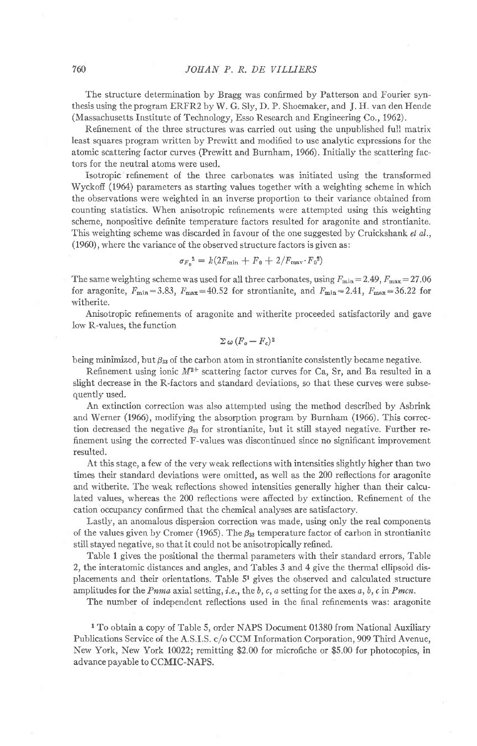The structure determination by Bragg was confirmed by Patterson and Fourier synthesis using the program ERFR2 by W. G. Sly, D. P. Shoemaker, and J. H. van den Hende (Massachusetts Institute of Technology, Esso Research and Engineering Co., 1962).

Refinement of the three structures was carried out using the unpublished full matrix least squares program written by Prewitt and modified to use analytic expressions for the atomic scattering factor curves (Prewitt and Burnham, 1966). Initially the scattering factors for the neutral atoms were used.

Isotropic refinement of the three carbonates was initiated using the transformed Wyckoff (1964) parameters as starting values together with a weighting scheme in which the observations were weighted in an inverse proportion to their variance obtained from counting statistics. When anisotropic refinements were attempted using this weighting scheme, nonpositive definite temperature factors resulted for aragonite and strontianite. This weighting scheme was discarded in favour of the one suggested by Cruickshank *et al.*, (1960), where the variance of the observed structure factors is given as:

$$\sigma_{F_0}^2 = k(2F_{\min} + F_0 + 2/F_{\max} \cdot F_0^2)$$

The same weighting scheme was used for all three carbonates, using $F_{\min} = 2.49$, $F_{\max} = 27.06$ for aragonite, $F_{\min} = 3.83$, $F_{\max} = 40.52$ for strontianite, and $F_{\min} = 2.41$, $F_{\max} = 36.22$ for witherite.

Anisotropic refinements of aragonite and witherite proceeded satisfactorily and gave low R-values, the function

$$\Sigma\, \omega\, (F_o - F_c)^2$$

being minimized, but $\beta_{33}$ of the carbon atom in strontianite consistently became negative.

Refinement using ionic $M^{2+}$ scattering factor curves for Ca, Sr, and Ba resulted in a slight decrease in the R-factors and standard deviations, so that these curves were subsequently used.

An extinction correction was also attempted using the method described by Asbrink and Werner (1966), modifying the absorption program by Burnham (1966). This correction decreased the negative $\beta_{33}$ for strontianite, but it still stayed negative. Further refinement using the corrected F-values was discontinued since no significant improvement resulted.

At this stage, a few of the very weak reflections with intensities slightly higher than two times their standard deviations were omitted, as well as the 200 reflections for aragonite and witherite. The weak reflections showed intensities generally higher than their calculated values, whereas the 200 reflections were affected by extinction. Refinement of the cation occupancy confirmed that the chemical analyses are satisfactory.

Lastly, an anomalous dispersion correction was made, using only the real components of the values given by Cromer (1965). The $\beta_{33}$ temperature factor of carbon in strontianite still stayed negative, so that it could not be anisotropically refined.

Table 1 gives the positional the thermal parameters with their standard errors, Table 2, the interatomic distances and angles, and Tables 3 and 4 give the thermal ellipsoid displacements and their orientations. Table 5[1] gives the observed and calculated structure amplitudes for the *Pnma* axial setting, *i.e.*, the *b*, *c*, *a* setting for the axes *a*, *b*, *c* in *Pmcn*.

The number of independent reflections used in the final refinements was: aragonite

[1] To obtain a copy of Table 5, order NAPS Document 01380 from National Auxiliary Publications Service of the A.S.I.S. c/o CCM Information Corporation, 909 Third Avenue, New York, New York 10022; remitting $2.00 for microfiche or $5.00 for photocopies, in advance payable to CCMIC-NAPS.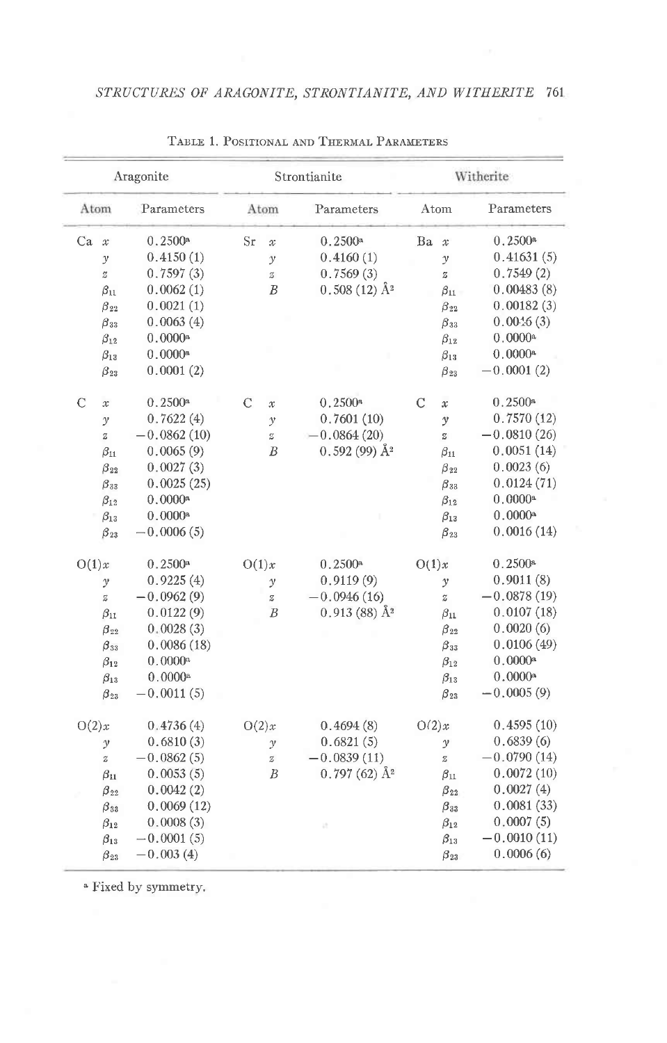Table 1. Positional and Thermal Parameters

| Aragonite | | Strontianite | | Witherite | |
|---|---|---|---|---|---|
| Atom | Parameters | Atom | Parameters | Atom | Parameters |
| Ca $x$ | 0.2500[a] | Sr $x$ | 0.2500[a] | Ba $x$ | 0.2500[a] |
| $y$ | 0.4150 (1) | $y$ | 0.4160 (1) | $y$ | 0.41631 (5) |
| $z$ | 0.7597 (3) | $z$ | 0.7569 (3) | $z$ | 0.7549 (2) |
| $\beta_{11}$ | 0.0062 (1) | $B$ | 0.508 (12) Å$^2$ | $\beta_{11}$ | 0.00483 (8) |
| $\beta_{22}$ | 0.0021 (1) | | | $\beta_{22}$ | 0.00182 (3) |
| $\beta_{33}$ | 0.0063 (4) | | | $\beta_{33}$ | 0.0046 (3) |
| $\beta_{12}$ | 0.0000[a] | | | $\beta_{12}$ | 0.0000[a] |
| $\beta_{13}$ | 0.0000[a] | | | $\beta_{13}$ | 0.0000[a] |
| $\beta_{23}$ | 0.0001 (2) | | | $\beta_{23}$ | −0.0001 (2) |
| C $x$ | 0.2500[a] | C $x$ | 0.2500[a] | C $x$ | 0.2500[a] |
| $y$ | 0.7622 (4) | $y$ | 0.7601 (10) | $y$ | 0.7570 (12) |
| $z$ | −0.0862 (10) | $z$ | −0.0864 (20) | $z$ | −0.0810 (26) |
| $\beta_{11}$ | 0.0065 (9) | $B$ | 0.592 (99) Å$^2$ | $\beta_{11}$ | 0.0051 (14) |
| $\beta_{22}$ | 0.0027 (3) | | | $\beta_{22}$ | 0.0023 (6) |
| $\beta_{33}$ | 0.0025 (25) | | | $\beta_{33}$ | 0.0124 (71) |
| $\beta_{12}$ | 0.0000[a] | | | $\beta_{12}$ | 0.0000[a] |
| $\beta_{13}$ | 0.0000[a] | | | $\beta_{13}$ | 0.0000[a] |
| $\beta_{23}$ | −0.0006 (5) | | | $\beta_{23}$ | 0.0016 (14) |
| O(1) $x$ | 0.2500[a] | O(1) $x$ | 0.2500[a] | O(1) $x$ | 0.2500[a] |
| $y$ | 0.9225 (4) | $y$ | 0.9119 (9) | $y$ | 0.9011 (8) |
| $z$ | −0.0962 (9) | $z$ | −0.0946 (16) | $z$ | −0.0878 (19) |
| $\beta_{11}$ | 0.0122 (9) | $B$ | 0.913 (88) Å$^2$ | $\beta_{11}$ | 0.0107 (18) |
| $\beta_{22}$ | 0.0028 (3) | | | $\beta_{22}$ | 0.0020 (6) |
| $\beta_{33}$ | 0.0086 (18) | | | $\beta_{33}$ | 0.0106 (49) |
| $\beta_{12}$ | 0.0000[a] | | | $\beta_{12}$ | 0.0000[a] |
| $\beta_{13}$ | 0.0000[a] | | | $\beta_{13}$ | 0.0000[a] |
| $\beta_{23}$ | −0.0011 (5) | | | $\beta_{23}$ | −0.0005 (9) |
| O(2) $x$ | 0.4736 (4) | O(2) $x$ | 0.4694 (8) | O(2) $x$ | 0.4595 (10) |
| $y$ | 0.6810 (3) | $y$ | 0.6821 (5) | $y$ | 0.6839 (6) |
| $z$ | −0.0862 (5) | $z$ | −0.0839 (11) | $z$ | −0.0790 (14) |
| $\beta_{11}$ | 0.0053 (5) | $B$ | 0.797 (62) Å$^2$ | $\beta_{11}$ | 0.0072 (10) |
| $\beta_{22}$ | 0.0042 (2) | | | $\beta_{22}$ | 0.0027 (4) |
| $\beta_{33}$ | 0.0069 (12) | | | $\beta_{33}$ | 0.0081 (33) |
| $\beta_{12}$ | 0.0008 (3) | | | $\beta_{12}$ | 0.0007 (5) |
| $\beta_{13}$ | −0.0001 (5) | | | $\beta_{13}$ | −0.0010 (11) |
| $\beta_{23}$ | −0.003 (4) | | | $\beta_{23}$ | 0.0006 (6) |

[a] Fixed by symmetry.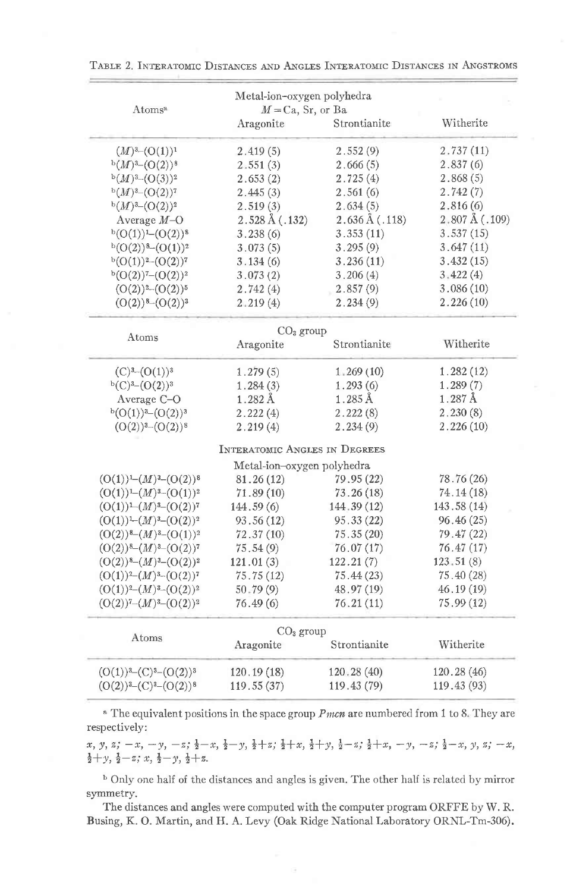TABLE 2. INTERATOMIC DISTANCES AND ANGLES INTERATOMIC DISTANCES IN ANGSTROMS

| Atoms[a] | Metal-ion-oxygen polyhedra $M$ = Ca, Sr, or Ba Aragonite | Strontianite | Witherite |
|---|---|---|---|
| $(M)^3$–$(O(1))^1$ | 2.419 (5) | 2.552 (9) | 2.737 (11) |
| [b]$(M)^3$–$(O(2))^8$ | 2.551 (3) | 2.666 (5) | 2.837 (6) |
| [b]$(M)^3$–$(O(3))^2$ | 2.653 (2) | 2.725 (4) | 2.868 (5) |
| [b]$(M)^3$–$(O(2))^7$ | 2.445 (3) | 2.561 (6) | 2.742 (7) |
| [b]$(M)^3$–$(O(2))^2$ | 2.519 (3) | 2.634 (5) | 2.816 (6) |
| Average $M$–O | 2.528 Å (.132) | 2.636 Å (.118) | 2.807 Å (.109) |
| [b]$(O(1))^1$–$(O(2))^8$ | 3.238 (6) | 3.353 (11) | 3.537 (15) |
| [b]$(O(2))^8$–$(O(1))^2$ | 3.073 (5) | 3.295 (9) | 3.647 (11) |
| [b]$(O(1))^2$–$(O(2))^7$ | 3.134 (6) | 3.236 (11) | 3.432 (15) |
| [b]$(O(2))^7$–$(O(2))^2$ | 3.073 (2) | 3.206 (4) | 3.422 (4) |
| $(O(2))^2$–$(O(2))^5$ | 2.742 (4) | 2.857 (9) | 3.086 (10) |
| $(O(2))^8$–$(O(2))^3$ | 2.219 (4) | 2.234 (9) | 2.226 (10) |

| Atoms | $CO_3$ group Aragonite | Strontianite | Witherite |
|---|---|---|---|
| $(C)^3$–$(O(1))^3$ | 1.279 (5) | 1.269 (10) | 1.282 (12) |
| [b]$(C)^3$–$(O(2))^3$ | 1.284 (3) | 1.293 (6) | 1.289 (7) |
| Average C–O | 1.282 Å | 1.285 Å | 1.287 Å |
| [b]$(O(1))^3$–$(O(2))^3$ | 2.222 (4) | 2.222 (8) | 2.230 (8) |
| $(O(2))^3$–$(O(2))^8$ | 2.219 (4) | 2.234 (9) | 2.226 (10) |

INTERATOMIC ANGLES IN DEGREES

| Atoms | Metal-ion–oxygen polyhedra Aragonite | Strontianite | Witherite |
|---|---|---|---|
| $(O(1))^1$–$(M)^3$–$(O(2))^8$ | 81.26 (12) | 79.95 (22) | 78.76 (26) |
| $(O(1))^1$–$(M)^3$–$(O(1))^2$ | 71.89 (10) | 73.26 (18) | 74.14 (18) |
| $(O(1))^1$–$(M)^3$–$(O(2))^7$ | 144.59 (6) | 144.39 (12) | 143.58 (14) |
| $(O(1))^1$–$(M)^3$–$(O(2))^2$ | 93.56 (12) | 95.33 (22) | 96.46 (25) |
| $(O(2))^8$–$(M)^3$–$(O(1))^2$ | 72.37 (10) | 75.35 (20) | 79.47 (22) |
| $(O(2))^8$–$(M)^3$–$(O(2))^7$ | 75.54 (9) | 76.07 (17) | 76.47 (17) |
| $(O(2))^8$–$(M)^3$–$(O(2))^2$ | 121.01 (3) | 122.21 (7) | 123.51 (8) |
| $(O(1))^2$–$(M)^3$–$(O(2))^7$ | 75.75 (12) | 75.44 (23) | 75.40 (28) |
| $(O(1))^2$–$(M)^3$–$(O(2))^2$ | 50.79 (9) | 48.97 (19) | 46.19 (19) |
| $(O(2))^7$–$(M)^3$–$(O(2))^2$ | 76.49 (6) | 76.21 (11) | 75.99 (12) |

| Atoms | $CO_3$ group Aragonite | Strontianite | Witherite |
|---|---|---|---|
| $(O(1))^3$–$(C)^3$–$(O(2))^3$ | 120.19 (18) | 120.28 (40) | 120.28 (46) |
| $(O(2))^3$–$(C)^3$–$(O(2))^8$ | 119.55 (37) | 119.43 (79) | 119.43 (93) |

[a] The equivalent positions in the space group *Pmcn* are numbered from 1 to 8. They are respectively:

$x, y, z;\ -x, -y, -z;\ \frac{1}{2}-x, \frac{1}{2}-y, \frac{1}{2}+z;\ \frac{1}{2}+x, \frac{1}{2}+y, \frac{1}{2}-z;\ \frac{1}{2}+x, -y, -z;\ \frac{1}{2}-x, y, z;\ -x, \frac{1}{2}+y, \frac{1}{2}-z;\ x, \frac{1}{2}-y, \frac{1}{2}+z.$

[b] Only one half of the distances and angles is given. The other half is related by mirror symmetry.

The distances and angles were computed with the computer program ORFFE by W. R. Busing, K. O. Martin, and H. A. Levy (Oak Ridge National Laboratory ORNL-Tm-306).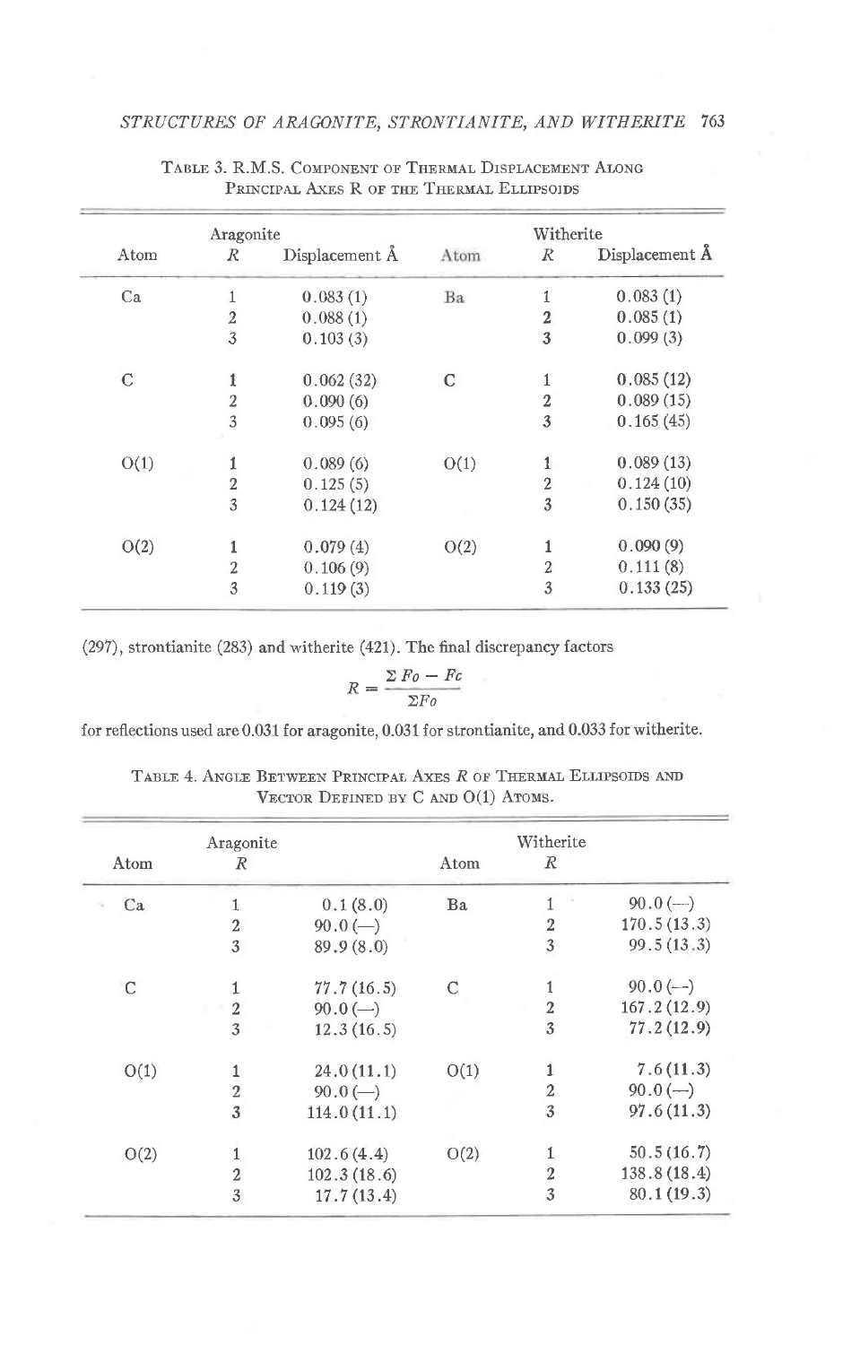Table 3. R.M.S. Component of Thermal Displacement Along Principal Axes R of the Thermal Ellipsoids

| Aragonite | | | Witherite | | |
|---|---|---|---|---|---|
| Atom | $R$ | Displacement Å | Atom | $R$ | Displacement Å |
| Ca | 1 | 0.083 (1) | Ba | 1 | 0.083 (1) |
| | 2 | 0.088 (1) | | 2 | 0.085 (1) |
| | 3 | 0.103 (3) | | 3 | 0.099 (3) |
| C | 1 | 0.062 (32) | C | 1 | 0.085 (12) |
| | 2 | 0.090 (6) | | 2 | 0.089 (15) |
| | 3 | 0.095 (6) | | 3 | 0.165 (45) |
| O(1) | 1 | 0.089 (6) | O(1) | 1 | 0.089 (13) |
| | 2 | 0.125 (5) | | 2 | 0.124 (10) |
| | 3 | 0.124 (12) | | 3 | 0.150 (35) |
| O(2) | 1 | 0.079 (4) | O(2) | 1 | 0.090 (9) |
| | 2 | 0.106 (9) | | 2 | 0.111 (8) |
| | 3 | 0.119 (3) | | 3 | 0.133 (25) |

(297), strontianite (283) and witherite (421). The final discrepancy factors

$$R = \frac{\Sigma\, Fo - Fc}{\Sigma Fo}$$

for reflections used are 0.031 for aragonite, 0.031 for strontianite, and 0.033 for witherite.

Table 4. Angle Between Principal Axes $R$ of Thermal Ellipsoids and Vector Defined by C and O(1) Atoms.

| Aragonite | | | Witherite | | |
|---|---|---|---|---|---|
| Atom | $R$ | | Atom | $R$ | |
| Ca | 1 | 0.1 (8.0) | Ba | 1 | 90.0 (—) |
| | 2 | 90.0 (—) | | 2 | 170.5 (13.3) |
| | 3 | 89.9 (8.0) | | 3 | 99.5 (13.3) |
| C | 1 | 77.7 (16.5) | C | 1 | 90.0 (—) |
| | 2 | 90.0 (—) | | 2 | 167.2 (12.9) |
| | 3 | 12.3 (16.5) | | 3 | 77.2 (12.9) |
| O(1) | 1 | 24.0 (11.1) | O(1) | 1 | 7.6 (11.3) |
| | 2 | 90.0 (—) | | 2 | 90.0 (—) |
| | 3 | 114.0 (11.1) | | 3 | 97.6 (11.3) |
| O(2) | 1 | 102.6 (4.4) | O(2) | 1 | 50.5 (16.7) |
| | 2 | 102.3 (18.6) | | 2 | 138.8 (18.4) |
| | 3 | 17.7 (13.4) | | 3 | 80.1 (19.3) |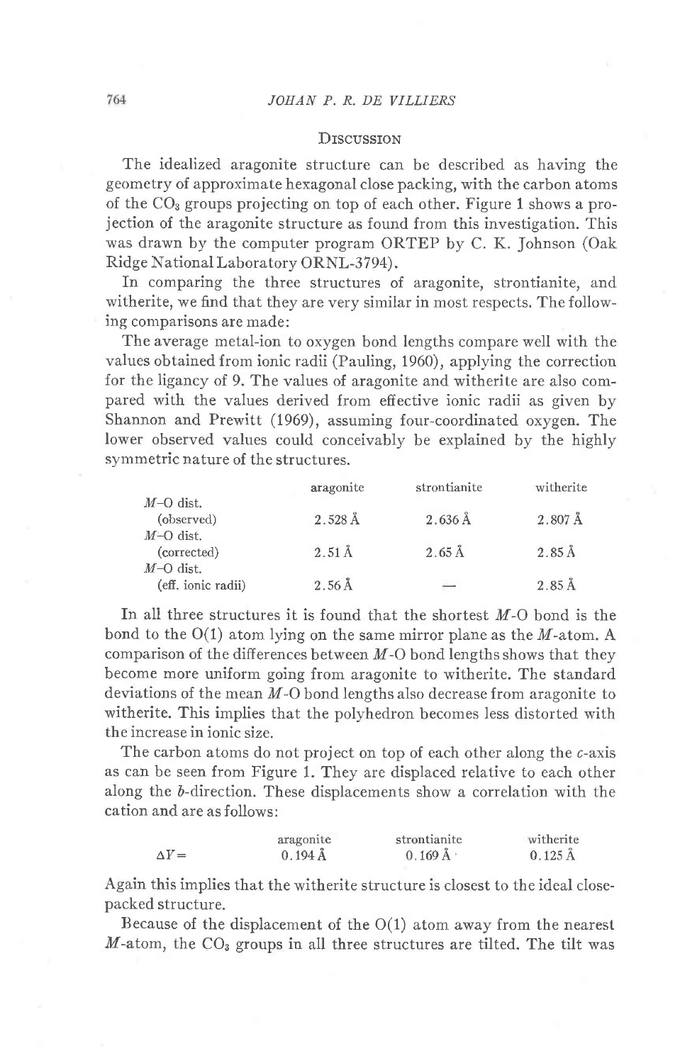## Discussion

The idealized aragonite structure can be described as having the geometry of approximate hexagonal close packing, with the carbon atoms of the $CO_3$ groups projecting on top of each other. Figure 1 shows a projection of the aragonite structure as found from this investigation. This was drawn by the computer program ORTEP by C. K. Johnson (Oak Ridge National Laboratory ORNL-3794).

In comparing the three structures of aragonite, strontianite, and witherite, we find that they are very similar in most respects. The following comparisons are made:

The average metal-ion to oxygen bond lengths compare well with the values obtained from ionic radii (Pauling, 1960), applying the correction for the ligancy of 9. The values of aragonite and witherite are also compared with the values derived from effective ionic radii as given by Shannon and Prewitt (1969), assuming four-coordinated oxygen. The lower observed values could conceivably be explained by the highly symmetric nature of the structures.

| | aragonite | strontianite | witherite |
|---|---|---|---|
| *M*–O dist. (observed) | 2.528 Å | 2.636 Å | 2.807 Å |
| *M*–O dist. (corrected) | 2.51 Å | 2.65 Å | 2.85 Å |
| *M*–O dist. (eff. ionic radii) | 2.56 Å | — | 2.85 Å |

In all three structures it is found that the shortest *M*-O bond is the bond to the O(1) atom lying on the same mirror plane as the *M*-atom. A comparison of the differences between *M*-O bond lengths shows that they become more uniform going from aragonite to witherite. The standard deviations of the mean *M*-O bond lengths also decrease from aragonite to witherite. This implies that the polyhedron becomes less distorted with the increase in ionic size.

The carbon atoms do not project on top of each other along the *c*-axis as can be seen from Figure 1. They are displaced relative to each other along the *b*-direction. These displacements show a correlation with the cation and are as follows:

| | aragonite | strontianite | witherite |
|---|---|---|---|
| $\Delta Y =$ | 0.194 Å | 0.169 Å | 0.125 Å |

Again this implies that the witherite structure is closest to the ideal close-packed structure.

Because of the displacement of the O(1) atom away from the nearest *M*-atom, the $CO_3$ groups in all three structures are tilted. The tilt was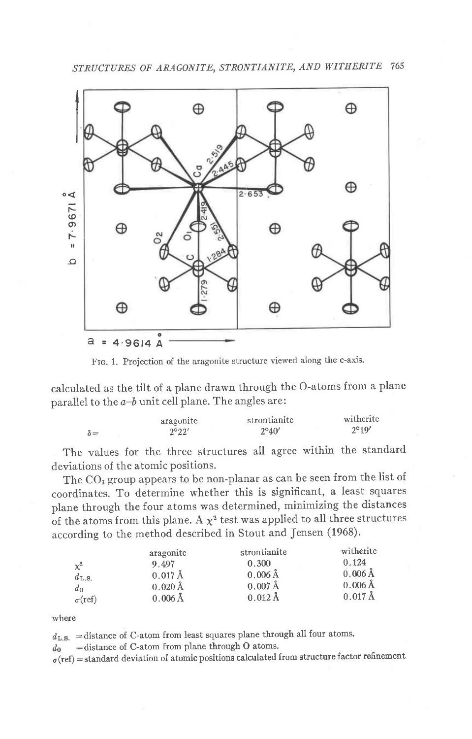FIG. 1. Projection of the aragonite structure viewed along the c-axis.

calculated as the tilt of a plane drawn through the O-atoms from a plane parallel to the $a$–$b$ unit cell plane. The angles are:

| | aragonite | strontianite | witherite |
|---|---|---|---|
| $\delta =$ | 2°22′ | 2°40′ | 2°19′ |

The values for the three structures all agree within the standard deviations of the atomic positions.

The $CO_3$ group appears to be non-planar as can be seen from the list of coordinates. To determine whether this is significant, a least squares plane through the four atoms was determined, minimizing the distances of the atoms from this plane. A $\chi^2$ test was applied to all three structures according to the method described in Stout and Jensen (1968).

| | aragonite | strontianite | witherite |
|---|---|---|---|
| $\chi^2$ | 9.497 | 0.300 | 0.124 |
| $d_{L.S.}$ | 0.017 Å | 0.006 Å | 0.006 Å |
| $d_0$ | 0.020 Å | 0.007 Å | 0.006 Å |
| $\sigma$(ref) | 0.006 Å | 0.012 Å | 0.017 Å |

where

$d_{L.S.}$ = distance of C-atom from least squares plane through all four atoms.

$d_0$ = distance of C-atom from plane through O atoms.

$\sigma$(ref) = standard deviation of atomic positions calculated from structure factor refinement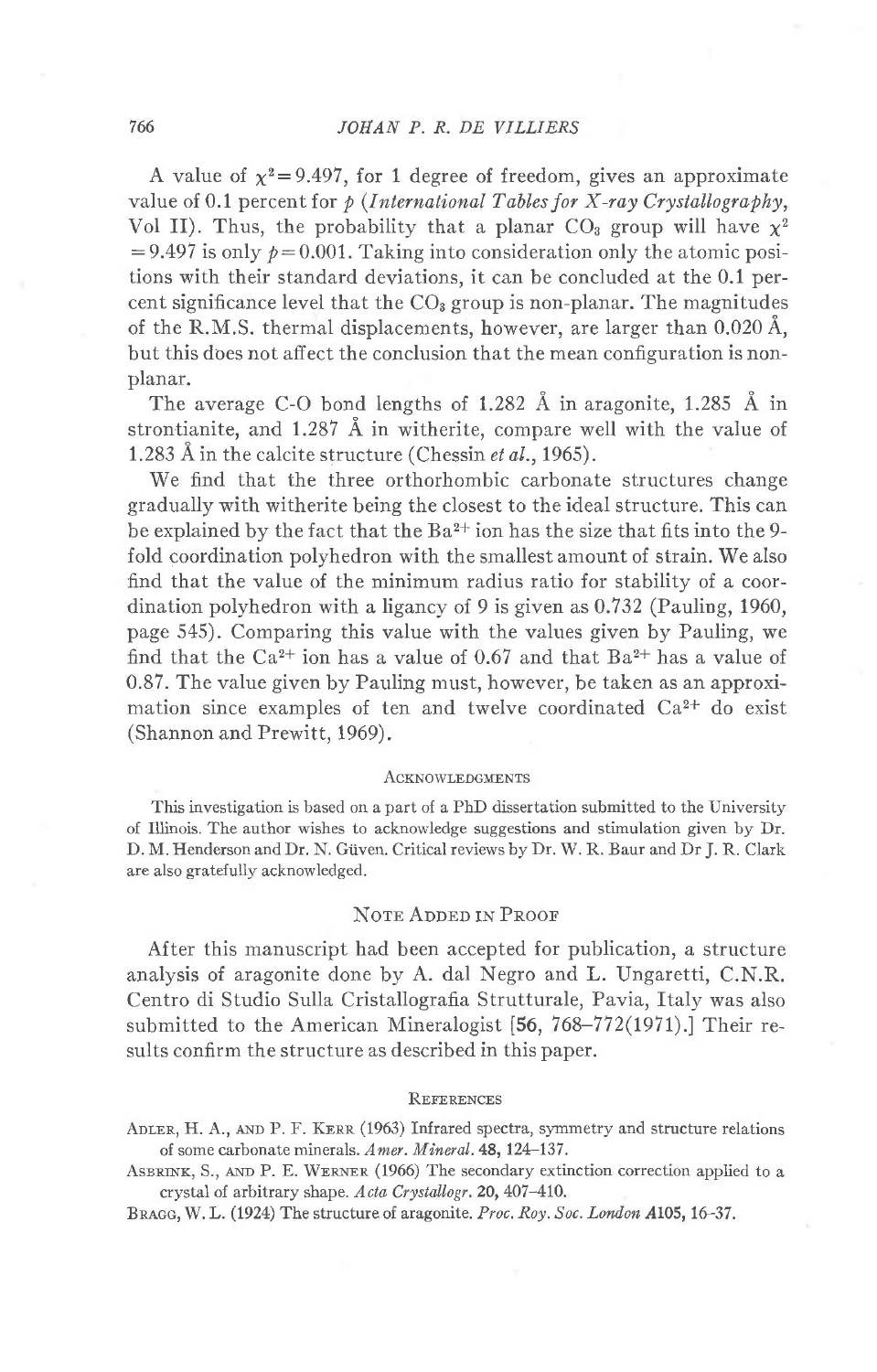A value of $\chi^2 = 9.497$, for 1 degree of freedom, gives an approximate value of 0.1 percent for $p$ (*International Tables for X-ray Crystallography*, Vol II). Thus, the probability that a planar $CO_3$ group will have $\chi^2 = 9.497$ is only $p = 0.001$. Taking into consideration only the atomic positions with their standard deviations, it can be concluded at the 0.1 percent significance level that the $CO_3$ group is non-planar. The magnitudes of the R.M.S. thermal displacements, however, are larger than 0.020 Å, but this does not affect the conclusion that the mean configuration is non-planar.

The average C-O bond lengths of 1.282 Å in aragonite, 1.285 Å in strontianite, and 1.287 Å in witherite, compare well with the value of 1.283 Å in the calcite structure (Chessin *et al.*, 1965).

We find that the three orthorhombic carbonate structures change gradually with witherite being the closest to the ideal structure. This can be explained by the fact that the $Ba^{2+}$ ion has the size that fits into the 9-fold coordination polyhedron with the smallest amount of strain. We also find that the value of the minimum radius ratio for stability of a coordination polyhedron with a ligancy of 9 is given as 0.732 (Pauling, 1960, page 545). Comparing this value with the values given by Pauling, we find that the $Ca^{2+}$ ion has a value of 0.67 and that $Ba^{2+}$ has a value of 0.87. The value given by Pauling must, however, be taken as an approximation since examples of ten and twelve coordinated $Ca^{2+}$ do exist (Shannon and Prewitt, 1969).

## Acknowledgments

This investigation is based on a part of a PhD dissertation submitted to the University of Illinois. The author wishes to acknowledge suggestions and stimulation given by Dr. D. M. Henderson and Dr. N. Güven. Critical reviews by Dr. W. R. Baur and Dr J. R. Clark are also gratefully acknowledged.

## Note Added in Proof

After this manuscript had been accepted for publication, a structure analysis of aragonite done by A. dal Negro and L. Ungaretti, C.N.R. Centro di Studio Sulla Cristallografia Strutturale, Pavia, Italy was also submitted to the American Mineralogist [**56**, 768–772(1971).] Their results confirm the structure as described in this paper.

## References

Adler, H. A., and P. F. Kerr (1963) Infrared spectra, symmetry and structure relations of some carbonate minerals. *Amer. Mineral.* **48**, 124–137.

Asbrink, S., and P. E. Werner (1966) The secondary extinction correction applied to a crystal of arbitrary shape. *Acta Crystallogr.* **20**, 407–410.

Bragg, W. L. (1924) The structure of aragonite. *Proc. Roy. Soc. London* **A105**, 16-37.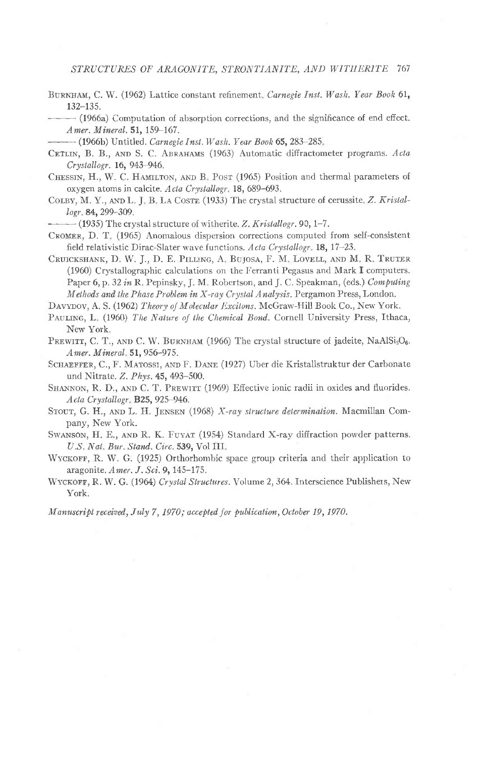Burnham, C. W. (1962) Lattice constant refinement. *Carnegie Inst. Wash. Year Book* **61,** 132–135.

——— (1966a) Computation of absorption corrections, and the significance of end effect. *Amer. Mineral.* **51,** 159–167.

——— (1966b) Untitled. *Carnegie Inst. Wash. Year Book* **65,** 283–285.

Cetlin, B. B., and S. C. Abrahams (1963) Automatic diffractometer programs. *Acta Crystallogr.* **16,** 943–946.

Chessin, H., W. C. Hamilton, and B. Post (1965) Position and thermal parameters of oxygen atoms in calcite. *Acta Crystallogr.* **18,** 689–693.

Colby, M. Y., and L. J. B. La Coste (1933) The crystal structure of cerussite. *Z. Kristallogr.* **84,** 299–309.

——— (1935) The crystal structure of witherite. *Z. Kristallogr.* **90,** 1–7.

Cromer, D. T. (1965) Anomalous dispersion corrections computed from self-consistent field relativistic Dirac-Slater wave functions. *Acta Crystallogr.* **18,** 17–23.

Cruickshank, D. W. J., D. E. Pilling, A. Bujosa, F. M. Lovell, and M. R. Truter (1960) Crystallographic calculations on the Ferranti Pegasus and Mark I computers. Paper 6, p. 32 *in* R. Pepinsky, J. M. Robertson, and J. C. Speakman, (eds.) *Computing Methods and the Phase Problem in X-ray Crystal Analysis.* Pergamon Press, London.

Davydov, A. S. (1962) *Theory of Molecular Excitons.* McGraw-Hill Book Co., New York.

Pauling, L. (1960) *The Nature of the Chemical Bond.* Cornell University Press, Ithaca, New York.

Prewitt, C. T., and C. W. Burnham (1966) The crystal structure of jadeite, $NaAlSi_2O_6$. *Amer. Mineral.* **51,** 956–975.

Schaeffer, C., F. Matossi, and F. Dane (1927) Uber die Kristallstruktur der Carbonate und Nitrate. *Z. Phys.* **45,** 493–500.

Shannon, R. D., and C. T. Prewitt (1969) Effective ionic radii in oxides and fluorides. *Acta Crystallogr.* **B25,** 925–946.

Stout, G. H., and L. H. Jensen (1968) *X-ray structure determination.* Macmillan Company, New York.

Swanson, H. E., and R. K. Fuyat (1954) Standard X-ray diffraction powder patterns. *U.S. Nat. Bur. Stand. Circ.* **539,** Vol III.

Wyckoff, R. W. G. (1925) Orthorhombic space group criteria and their application to aragonite. *Amer. J. Sci.* **9,** 145–175.

Wyckoff, R. W. G. (1964) *Crystal Structures.* Volume 2, 364. Interscience Publishers, New York.

*Manuscript received, July 7, 1970; accepted for publication, October 19, 1970.*